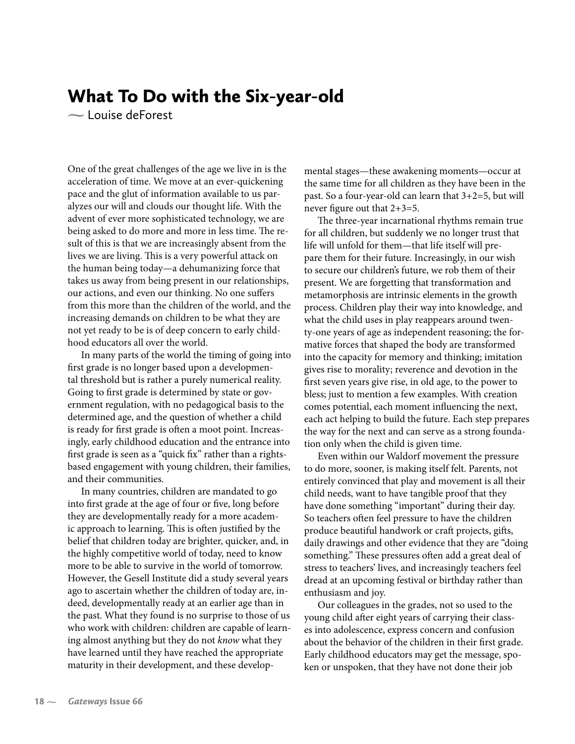# What To Do with the Six-year-old

~ Louise deForest

One of the great challenges of the age we live in is the acceleration of time. We move at an ever-quickening pace and the glut of information available to us paralyzes our will and clouds our thought life. With the advent of ever more sophisticated technology, we are being asked to do more and more in less time. The result of this is that we are increasingly absent from the lives we are living. This is a very powerful attack on the human being today—a dehumanizing force that takes us away from being present in our relationships, our actions, and even our thinking. No one suffers from this more than the children of the world, and the increasing demands on children to be what they are not yet ready to be is of deep concern to early childhood educators all over the world.

In many parts of the world the timing of going into first grade is no longer based upon a developmental threshold but is rather a purely numerical reality. Going to first grade is determined by state or government regulation, with no pedagogical basis to the determined age, and the question of whether a child is ready for first grade is often a moot point. Increasingly, early childhood education and the entrance into first grade is seen as a "quick fix" rather than a rights-based engagement with young children, their families, and their communities.

In many countries, children are mandated to go into first grade at the age of four or five, long before they are developmentally ready for a more academic approach to learning. This is often justified by the belief that children today are brighter, quicker, and, in the highly competitive world of today, need to know more to be able to survive in the world of tomorrow. However, the Gesell Institute did a study several years ago to ascertain whether the children of today are, indeed, developmentally ready at an earlier age than in the past. What they found is no surprise to those of us who work with children: children are capable of learning almost anything but they do not *know* what they have learned until they have reached the appropriate maturity in their development, and these developmental stages—these awakening moments—occur at the same time for all children as they have been in the past. So a four-year-old can learn that 3+2=5, but will never figure out that 2+3=5.

The three-year incarnational rhythms remain true for all children, but suddenly we no longer trust that life will unfold for them—that life itself will prepare them for their future. Increasingly, in our wish to secure our children's future, we rob them of their present. We are forgetting that transformation and metamorphosis are intrinsic elements in the growth process. Children play their way into knowledge, and what the child uses in play reappears around twenty-one years of age as independent reasoning; the formative forces that shaped the body are transformed into the capacity for memory and thinking; imitation gives rise to morality; reverence and devotion in the first seven years give rise, in old age, to the power to bless; just to mention a few examples. With creation comes potential, each moment influencing the next, each act helping to build the future. Each step prepares the way for the next and can serve as a strong foundation only when the child is given time.

Even within our Waldorf movement the pressure to do more, sooner, is making itself felt. Parents, not entirely convinced that play and movement is all their child needs, want to have tangible proof that they have done something "important" during their day. So teachers often feel pressure to have the children produce beautiful handwork or craft projects, gifts, daily drawings and other evidence that they are "doing something." These pressures often add a great deal of stress to teachers' lives, and increasingly teachers feel dread at an upcoming festival or birthday rather than enthusiasm and joy.

Our colleagues in the grades, not so used to the young child after eight years of carrying their classes into adolescence, express concern and confusion about the behavior of the children in their first grade. Early childhood educators may get the message, spoken or unspoken, that they have not done their job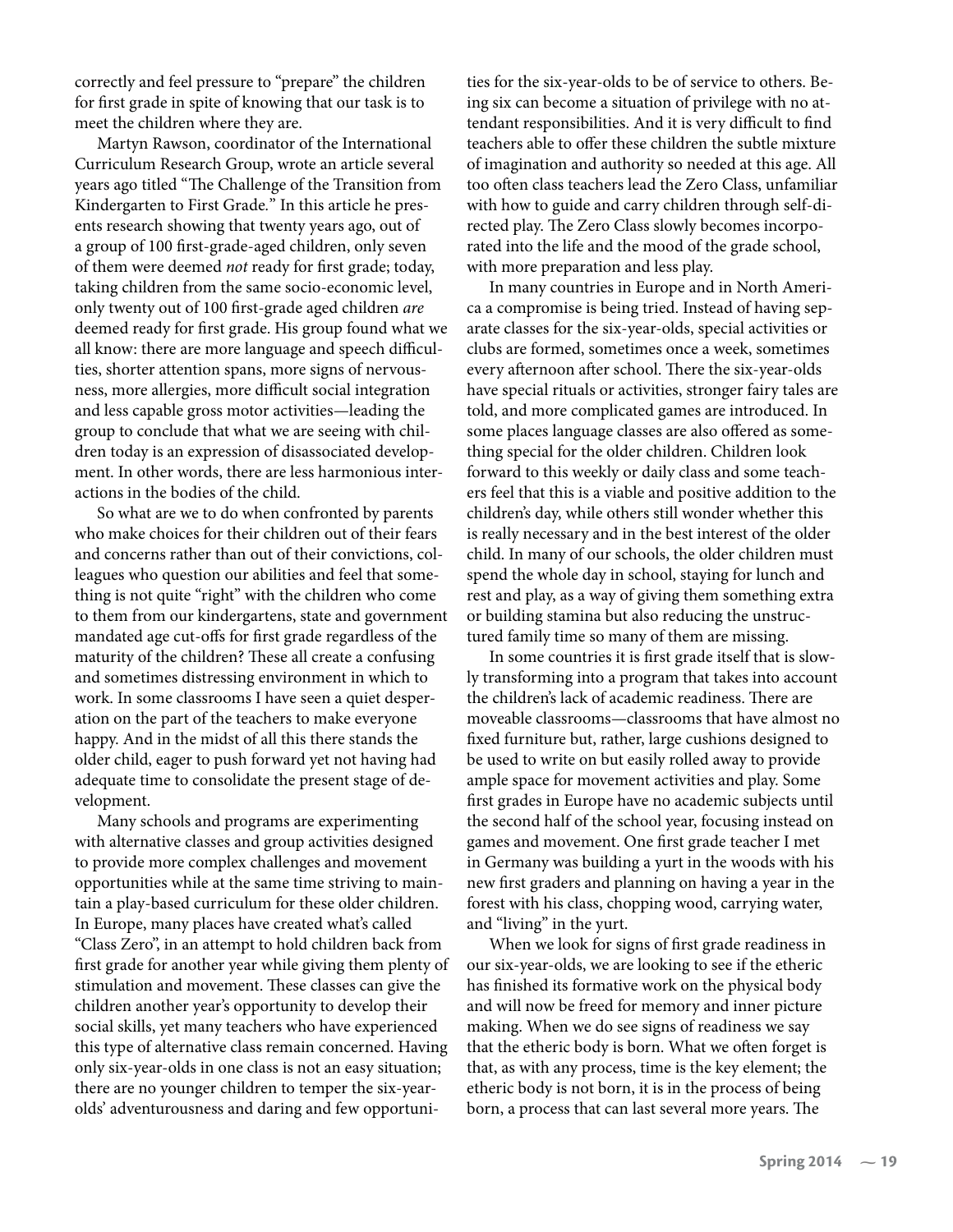correctly and feel pressure to "prepare" the children for first grade in spite of knowing that our task is to meet the children where they are.

Martyn Rawson, coordinator of the International Curriculum Research Group, wrote an article several years ago titled "The Challenge of the Transition from Kindergarten to First Grade." In this article he presents research showing that twenty years ago, out of a group of 100 first-grade-aged children, only seven of them were deemed *not* ready for first grade; today, taking children from the same socio-economic level, only twenty out of 100 first-grade aged children *are* deemed ready for first grade. His group found what we all know: there are more language and speech difficulties, shorter attention spans, more signs of nervousness, more allergies, more difficult social integration and less capable gross motor activities—leading the group to conclude that what we are seeing with children today is an expression of disassociated development. In other words, there are less harmonious interactions in the bodies of the child.

So what are we to do when confronted by parents who make choices for their children out of their fears and concerns rather than out of their convictions, colleagues who question our abilities and feel that something is not quite "right" with the children who come to them from our kindergartens, state and government mandated age cut-offs for first grade regardless of the maturity of the children? These all create a confusing and sometimes distressing environment in which to work. In some classrooms I have seen a quiet desperation on the part of the teachers to make everyone happy. And in the midst of all this there stands the older child, eager to push forward yet not having had adequate time to consolidate the present stage of development.

Many schools and programs are experimenting with alternative classes and group activities designed to provide more complex challenges and movement opportunities while at the same time striving to maintain a play-based curriculum for these older children. In Europe, many places have created what's called "Class Zero", in an attempt to hold children back from first grade for another year while giving them plenty of stimulation and movement. These classes can give the children another year's opportunity to develop their social skills, yet many teachers who have experienced this type of alternative class remain concerned. Having only six-year-olds in one class is not an easy situation; there are no younger children to temper the six-year-olds' adventurousness and daring and few opportunities for the six-year-olds to be of service to others. Being six can become a situation of privilege with no attendant responsibilities. And it is very difficult to find teachers able to offer these children the subtle mixture of imagination and authority so needed at this age. All too often class teachers lead the Zero Class, unfamiliar with how to guide and carry children through self-directed play. The Zero Class slowly becomes incorporated into the life and the mood of the grade school, with more preparation and less play.

In many countries in Europe and in North America a compromise is being tried. Instead of having separate classes for the six-year-olds, special activities or clubs are formed, sometimes once a week, sometimes every afternoon after school. There the six-year-olds have special rituals or activities, stronger fairy tales are told, and more complicated games are introduced. In some places language classes are also offered as something special for the older children. Children look forward to this weekly or daily class and some teachers feel that this is a viable and positive addition to the children's day, while others still wonder whether this is really necessary and in the best interest of the older child. In many of our schools, the older children must spend the whole day in school, staying for lunch and rest and play, as a way of giving them something extra or building stamina but also reducing the unstructured family time so many of them are missing.

In some countries it is first grade itself that is slowly transforming into a program that takes into account the children's lack of academic readiness. There are moveable classrooms—classrooms that have almost no fixed furniture but, rather, large cushions designed to be used to write on but easily rolled away to provide ample space for movement activities and play. Some first grades in Europe have no academic subjects until the second half of the school year, focusing instead on games and movement. One first grade teacher I met in Germany was building a yurt in the woods with his new first graders and planning on having a year in the forest with his class, chopping wood, carrying water, and "living" in the yurt.

When we look for signs of first grade readiness in our six-year-olds, we are looking to see if the etheric has finished its formative work on the physical body and will now be freed for memory and inner picture making. When we do see signs of readiness we say that the etheric body is born. What we often forget is that, as with any process, time is the key element; the etheric body is not born, it is in the process of being born, a process that can last several more years. The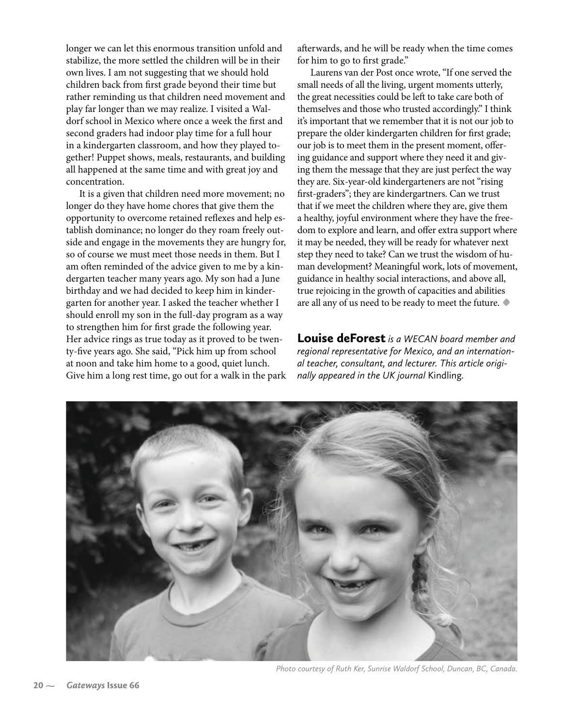longer we can let this enormous transition unfold and stabilize, the more settled the children will be in their own lives. I am not suggesting that we should hold children back from first grade beyond their time but rather reminding us that children need movement and play far longer than we may realize. I visited a Waldorf school in Mexico where once a week the first and second graders had indoor play time for a full hour in a kindergarten classroom, and how they played together! Puppet shows, meals, restaurants, and building all happened at the same time and with great joy and concentration.

It is a given that children need more movement; no longer do they have home chores that give them the opportunity to overcome retained reflexes and help establish dominance; no longer do they roam freely outside and engage in the movements they are hungry for, so of course we must meet those needs in them. But I am often reminded of the advice given to me by a kindergarten teacher many years ago. My son had a June birthday and we had decided to keep him in kindergarten for another year. I asked the teacher whether I should enroll my son in the full-day program as a way to strengthen him for first grade the following year. Her advice rings as true today as it proved to be twenty-five years ago. She said, "Pick him up from school at noon and take him home to a good, quiet lunch. Give him a long rest time, go out for a walk in the park afterwards, and he will be ready when the time comes for him to go to first grade."

Laurens van der Post once wrote, "If one served the small needs of all the living, urgent moments utterly, the great necessities could be left to take care both of themselves and those who trusted accordingly." I think it's important that we remember that it is not our job to prepare the older kindergarten children for first grade; our job is to meet them in the present moment, offering guidance and support where they need it and giving them the message that they are just perfect the way they are. Six-year-old kindergarteners are not "rising first-graders"; they are kindergartners. Can we trust that if we meet the children where they are, give them a healthy, joyful environment where they have the freedom to explore and learn, and offer extra support where it may be needed, they will be ready for whatever next step they need to take? Can we trust the wisdom of human development? Meaningful work, lots of movement, guidance in healthy social interactions, and above all, true rejoicing in the growth of capacities and abilities are all any of us need to be ready to meet the future. ◆

**Louise deForest** *is a WECAN board member and regional representative for Mexico, and an international teacher, consultant, and lecturer. This article originally appeared in the UK journal* Kindling.

*Photo courtesy of Ruth Ker, Sunrise Waldorf School, Duncan, BC, Canada.*